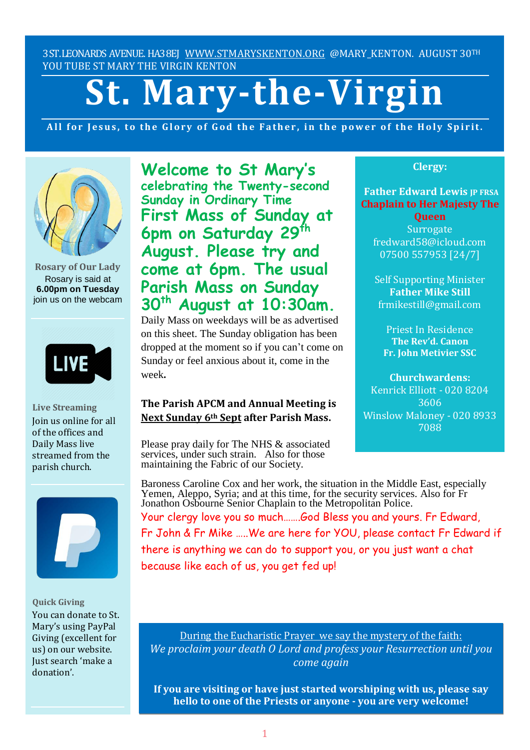3 ST. LEONARDS AVENUE. HA3 8EJ WWW.STMARYSKENTON.ORG @MARY_KENTON. AUGUST 30TH
YOU TUBE ST MARY THE VIRGIN KENTON

# St. Mary-the-Virgin

**All for Jesus, to the Glory of God the Father, in the power of the Holy Spirit.**

## Welcome to St Mary's

### celebrating the Twenty-second Sunday in Ordinary Time

**First Mass of Sunday at 6pm on Saturday 29th August. Please try and come at 6pm. The usual Parish Mass on Sunday 30th August at 10:30am.**

Daily Mass on weekdays will be as advertised on this sheet. The Sunday obligation has been dropped at the moment so if you can't come on Sunday or feel anxious about it, come in the week.

**The Parish APCM and Annual Meeting is <u>Next Sunday 6th Sept</u> after Parish Mass.**

Please pray daily for The NHS & associated services, under such strain. Also for those maintaining the Fabric of our Society.

Baroness Caroline Cox and her work, the situation in the Middle East, especially Yemen, Aleppo, Syria; and at this time, for the security services. Also for Fr Jonathon Osbourne Senior Chaplain to the Metropolitan Police.

Your clergy love you so much…….God Bless you and yours. Fr Edward, Fr John & Fr Mike …..We are here for YOU, please contact Fr Edward if there is anything we can do to support you, or you just want a chat because like each of us, you get fed up!

**Clergy:**

**Father Edward Lewis** JP FRSA
**Chaplain to Her Majesty The Queen**
Surrogate
fredward58@icloud.com
07500 557953 [24/7]

Self Supporting Minister
**Father Mike Still**
frmikestill@gmail.com

Priest In Residence
**The Rev'd. Canon Fr. John Metivier SSC**

**Churchwardens:**
Kenrick Elliott - 020 8204 3606
Winslow Maloney - 020 8933 7088

**Rosary of Our Lady**
Rosary is said at **6.00pm on Tuesday** join us on the webcam

**Live Streaming**
Join us online for all of the offices and Daily Mass live streamed from the parish church.

**Quick Giving**
You can donate to St. Mary's using PayPal Giving (excellent for us) on our website. Just search 'make a donation'.

<u>During the Eucharistic Prayer we say the mystery of the faith:</u>
*We proclaim your death O Lord and profess your Resurrection until you come again*

**If you are visiting or have just started worshiping with us, please say hello to one of the Priests or anyone - you are very welcome!**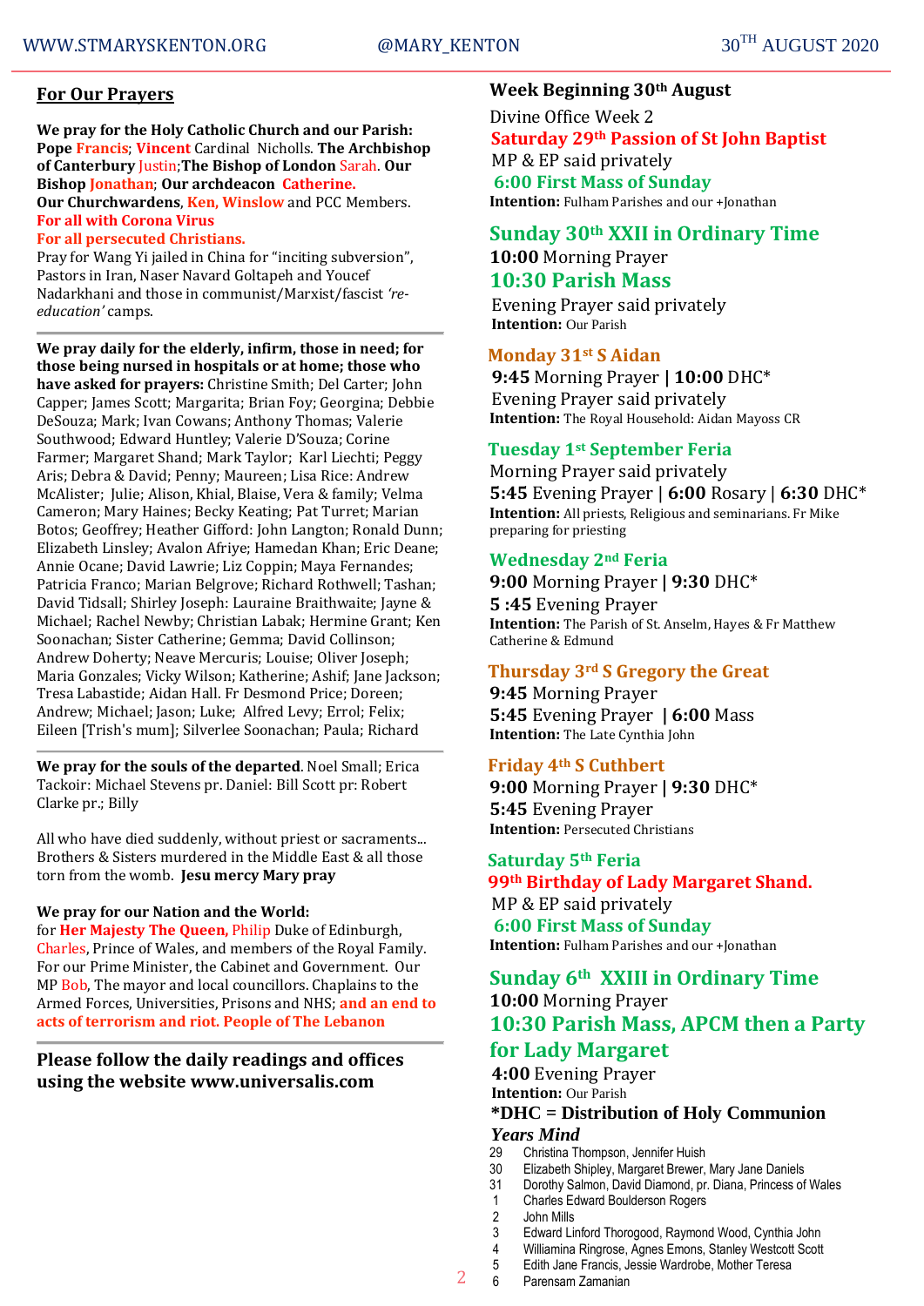## For Our Prayers

**We pray for the Holy Catholic Church and our Parish: Pope Francis; Vincent Cardinal Nicholls. The Archbishop of Canterbury Justin; The Bishop of London Sarah. Our Bishop Jonathan; Our archdeacon Catherine.**
**Our Churchwardens, Ken, Winslow** and PCC Members.
**For all with Corona Virus**
**For all persecuted Christians.**
Pray for Wang Yi jailed in China for "inciting subversion", Pastors in Iran, Naser Navard Goltapeh and Youcef Nadarkhani and those in communist/Marxist/fascist *'re-education'* camps.

---

**We pray daily for the elderly, infirm, those in need; for those being nursed in hospitals or at home; those who have asked for prayers:** Christine Smith; Del Carter; John Capper; James Scott; Margarita; Brian Foy; Georgina; Debbie DeSouza; Mark; Ivan Cowans; Anthony Thomas; Valerie Southwood; Edward Huntley; Valerie D'Souza; Corine Farmer; Margaret Shand; Mark Taylor; Karl Liechti; Peggy Aris; Debra & David; Penny; Maureen; Lisa Rice: Andrew McAlister; Julie; Alison, Khial, Blaise, Vera & family; Velma Cameron; Mary Haines; Becky Keating; Pat Turret; Marian Botos; Geoffrey; Heather Gifford: John Langton; Ronald Dunn; Elizabeth Linsley; Avalon Afriye; Hamedan Khan; Eric Deane; Annie Ocane; David Lawrie; Liz Coppin; Maya Fernandes; Patricia Franco; Marian Belgrove; Richard Rothwell; Tashan; David Tidsall; Shirley Joseph: Lauraine Braithwaite; Jayne & Michael; Rachel Newby; Christian Labak; Hermine Grant; Ken Soonachan; Sister Catherine; Gemma; David Collinson; Andrew Doherty; Neave Mercuris; Louise; Oliver Joseph; Maria Gonzales; Vicky Wilson; Katherine; Ashif; Jane Jackson; Tresa Labastide; Aidan Hall. Fr Desmond Price; Doreen; Andrew; Michael; Jason; Luke; Alfred Levy; Errol; Felix; Eileen [Trish's mum]; Silverlee Soonachan; Paula; Richard

---

**We pray for the souls of the departed**. Noel Small; Erica Tackoir: Michael Stevens pr. Daniel: Bill Scott pr: Robert Clarke pr.; Billy

All who have died suddenly, without priest or sacraments... Brothers & Sisters murdered in the Middle East & all those torn from the womb. **Jesu mercy Mary pray**

**We pray for our Nation and the World:**
for **Her Majesty The Queen,** Philip Duke of Edinburgh, Charles, Prince of Wales, and members of the Royal Family. For our Prime Minister, the Cabinet and Government. Our MP Bob, The mayor and local councillors. Chaplains to the Armed Forces, Universities, Prisons and NHS; **and an end to acts of terrorism and riot. People of The Lebanon**

---

**Please follow the daily readings and offices using the website www.universalis.com**

## Week Beginning 30th August

Divine Office Week 2

**Saturday 29th Passion of St John Baptist**
MP & EP said privately
**6:00 First Mass of Sunday**
**Intention:** Fulham Parishes and our +Jonathan

**Sunday 30th XXII in Ordinary Time**
**10:00** Morning Prayer
**10:30 Parish Mass**
Evening Prayer said privately
**Intention:** Our Parish

**Monday 31st S Aidan**
**9:45** Morning Prayer **| 10:00** DHC*
Evening Prayer said privately
**Intention:** The Royal Household: Aidan Mayoss CR

**Tuesday 1st September Feria**
Morning Prayer said privately
**5:45** Evening Prayer | **6:00** Rosary | **6:30** DHC*
**Intention:** All priests, Religious and seminarians. Fr Mike preparing for priesting

**Wednesday 2nd Feria**
**9:00** Morning Prayer **| 9:30** DHC*
**5 :45** Evening Prayer
**Intention:** The Parish of St. Anselm, Hayes & Fr Matthew Catherine & Edmund

**Thursday 3rd S Gregory the Great**
**9:45** Morning Prayer
**5:45** Evening Prayer **| 6:00** Mass
**Intention:** The Late Cynthia John

**Friday 4th S Cuthbert**
**9:00** Morning Prayer **| 9:30** DHC*
**5:45** Evening Prayer
**Intention:** Persecuted Christians

**Saturday 5th Feria**
**99th Birthday of Lady Margaret Shand.**
MP & EP said privately
**6:00 First Mass of Sunday**
**Intention:** Fulham Parishes and our +Jonathan

**Sunday 6th XXIII in Ordinary Time**
**10:00** Morning Prayer
**10:30 Parish Mass, APCM then a Party for Lady Margaret**
**4:00** Evening Prayer
**Intention:** Our Parish

**\*DHC = Distribution of Holy Communion**

***Years Mind***

| | |
|---|---|
| 29 | Christina Thompson, Jennifer Huish |
| 30 | Elizabeth Shipley, Margaret Brewer, Mary Jane Daniels |
| 31 | Dorothy Salmon, David Diamond, pr. Diana, Princess of Wales |
| 1 | Charles Edward Boulderson Rogers |
| 2 | John Mills |
| 3 | Edward Linford Thorogood, Raymond Wood, Cynthia John |
| 4 | Williamina Ringrose, Agnes Emons, Stanley Westcott Scott |
| 5 | Edith Jane Francis, Jessie Wardrobe, Mother Teresa |
| 6 | Parensam Zamanian |